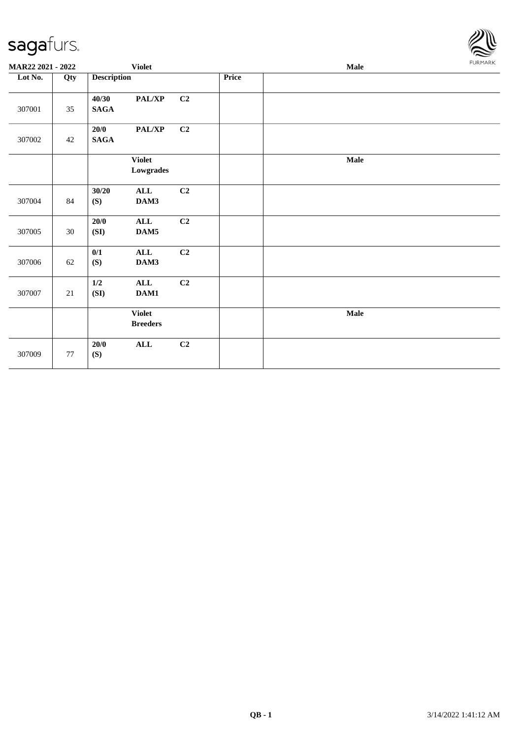**MAR22 2021 - 2022** | **Violet** | **Male**

| Lot No. | Qty | Description | | | Price | |
|---|---|---|---|---|---|---|
| 307001 | 35 | **40/30** **SAGA** | **PAL/XP** | **C2** | | |
| 307002 | 42 | **20/0** **SAGA** | **PAL/XP** | **C2** | | |
| | | | **Violet** **Lowgrades** | | | **Male** |
| 307004 | 84 | **30/20** **(S)** | **ALL** **DAM3** | **C2** | | |
| 307005 | 30 | **20/0** **(SI)** | **ALL** **DAM5** | **C2** | | |
| 307006 | 62 | **0/1** **(S)** | **ALL** **DAM3** | **C2** | | |
| 307007 | 21 | **1/2** **(SI)** | **ALL** **DAM1** | **C2** | | |
| | | | **Violet** **Breeders** | | | **Male** |
| 307009 | 77 | **20/0** **(S)** | **ALL** | **C2** | | |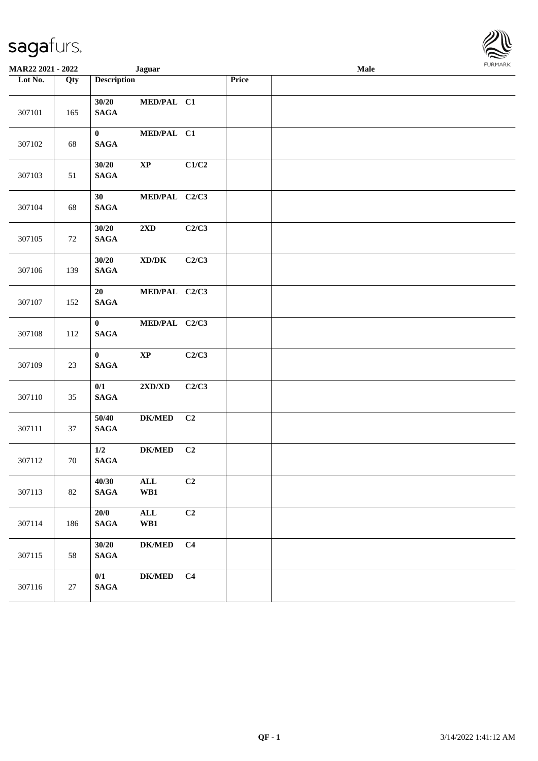| Lot No. | Qty | Description | | | Price | |
|---|---|---|---|---|---|---|
| 307101 | 165 | 30/20<br>SAGA | MED/PAL | C1 | | |
| 307102 | 68 | 0<br>SAGA | MED/PAL | C1 | | |
| 307103 | 51 | 30/20<br>SAGA | XP | C1/C2 | | |
| 307104 | 68 | 30<br>SAGA | MED/PAL | C2/C3 | | |
| 307105 | 72 | 30/20<br>SAGA | 2XD | C2/C3 | | |
| 307106 | 139 | 30/20<br>SAGA | XD/DK | C2/C3 | | |
| 307107 | 152 | 20<br>SAGA | MED/PAL | C2/C3 | | |
| 307108 | 112 | 0<br>SAGA | MED/PAL | C2/C3 | | |
| 307109 | 23 | 0<br>SAGA | XP | C2/C3 | | |
| 307110 | 35 | 0/1<br>SAGA | 2XD/XD | C2/C3 | | |
| 307111 | 37 | 50/40<br>SAGA | DK/MED | C2 | | |
| 307112 | 70 | 1/2<br>SAGA | DK/MED | C2 | | |
| 307113 | 82 | 40/30<br>SAGA | ALL<br>WB1 | C2 | | |
| 307114 | 186 | 20/0<br>SAGA | ALL<br>WB1 | C2 | | |
| 307115 | 58 | 30/20<br>SAGA | DK/MED | C4 | | |
| 307116 | 27 | 0/1<br>SAGA | DK/MED | C4 | | |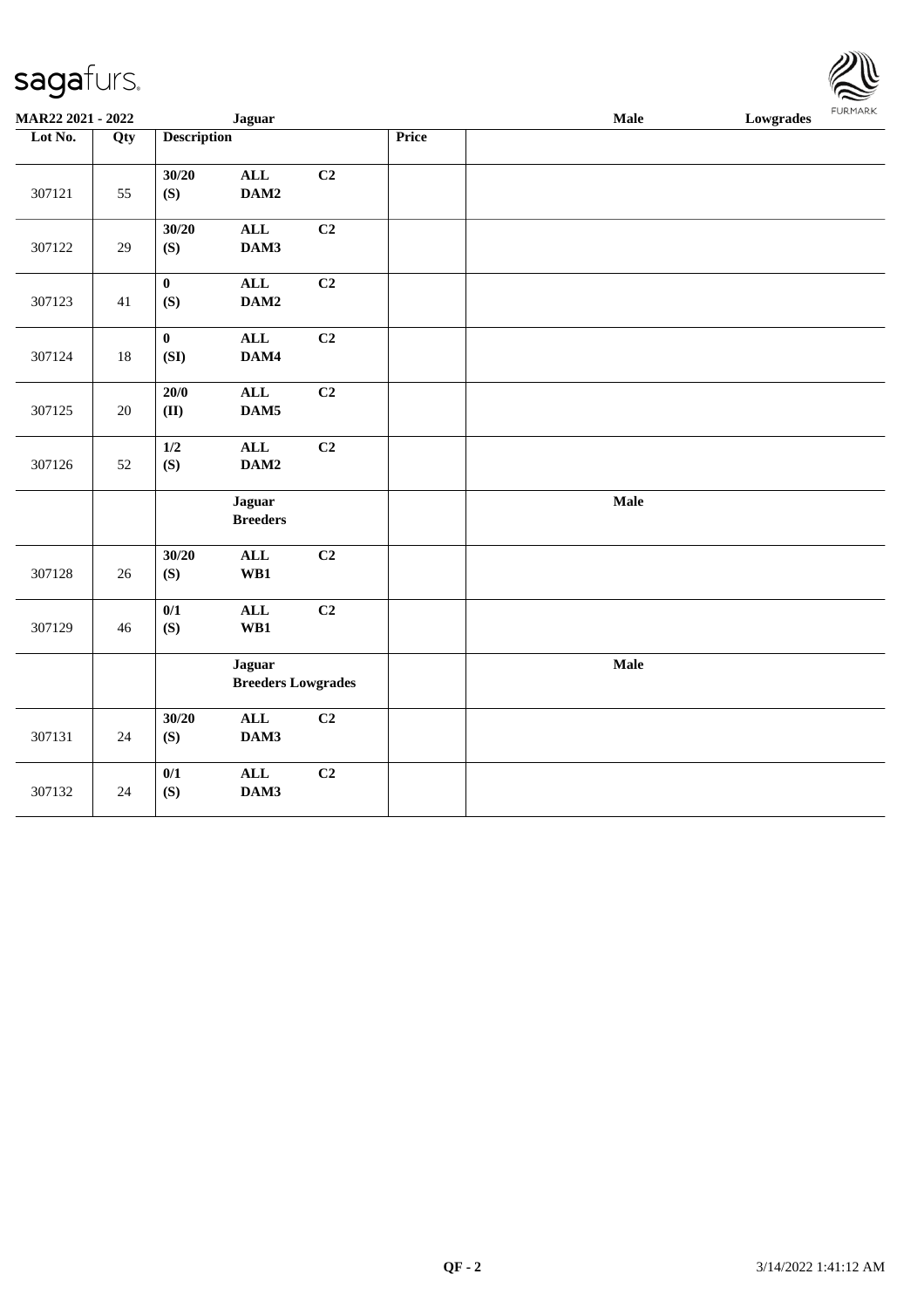| Lot No. | Qty | Description | | | Price | |
|---|---|---|---|---|---|---|
| 307121 | 55 | 30/20<br>(S) | ALL<br>DAM2 | C2 | | |
| 307122 | 29 | 30/20<br>(S) | ALL<br>DAM3 | C2 | | |
| 307123 | 41 | 0<br>(S) | ALL<br>DAM2 | C2 | | |
| 307124 | 18 | 0<br>(SI) | ALL<br>DAM4 | C2 | | |
| 307125 | 20 | 20/0<br>(II) | ALL<br>DAM5 | C2 | | |
| 307126 | 52 | 1/2<br>(S) | ALL<br>DAM2 | C2 | | |
| | | **Jaguar**<br>**Breeders** | | | | **Male** |
| 307128 | 26 | 30/20<br>(S) | ALL<br>WB1 | C2 | | |
| 307129 | 46 | 0/1<br>(S) | ALL<br>WB1 | C2 | | |
| | | **Jaguar**<br>**Breeders Lowgrades** | | | | **Male** |
| 307131 | 24 | 30/20<br>(S) | ALL<br>DAM3 | C2 | | |
| 307132 | 24 | 0/1<br>(S) | ALL<br>DAM3 | C2 | | |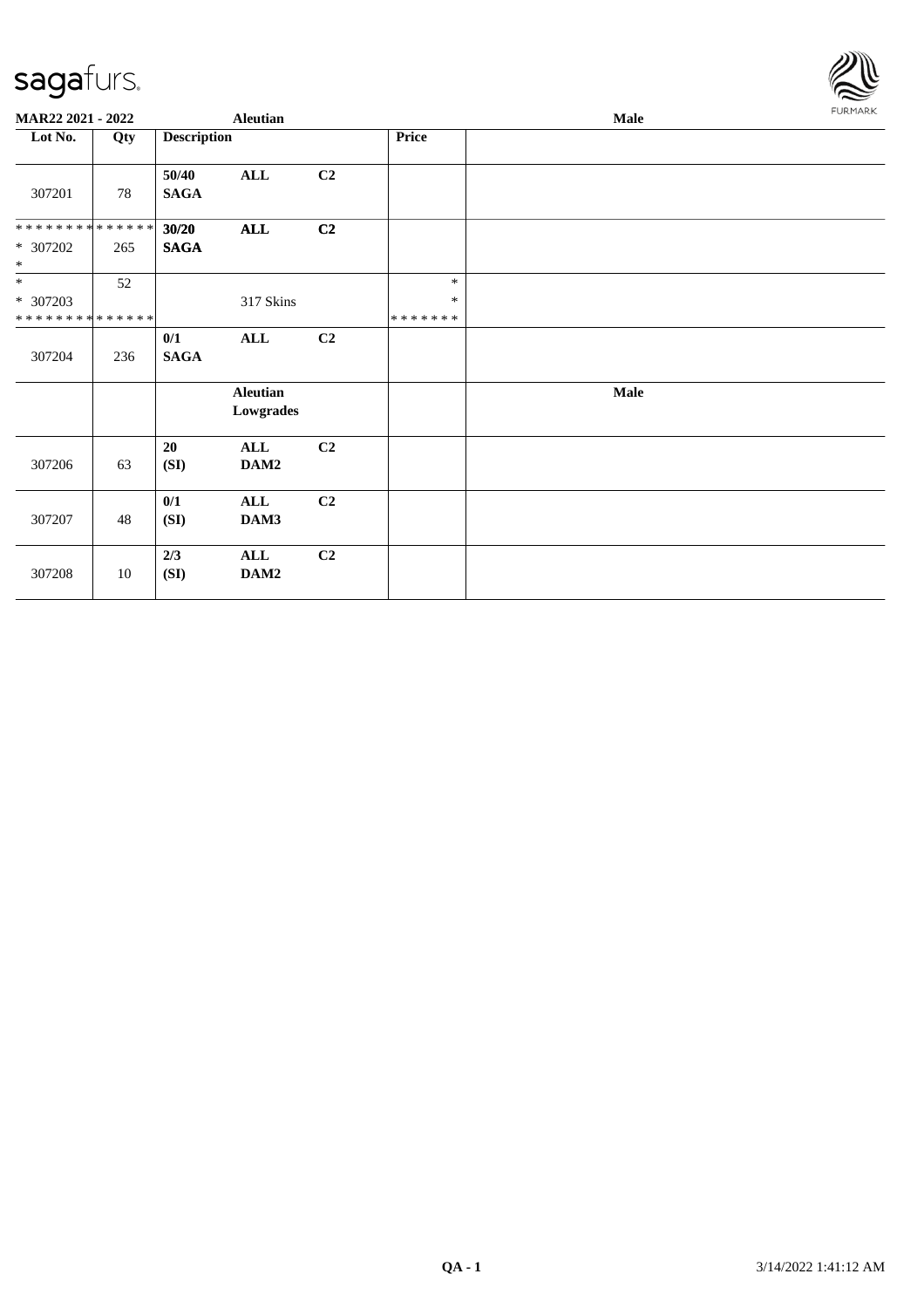**MAR22 2021 - 2022** **Aleutian** **Male**

| Lot No. | Qty | Description | | | Price | |
|---|---|---|---|---|---|---|
| 307201 | 78 | **50/40** **SAGA** | **ALL** | **C2** | | |
| * * * * * * * * * * * * * * <br>* 307202<br>* | 265 | **30/20** **SAGA** | **ALL** | **C2** | | |
| *<br>* 307203<br>* * * * * * * * * * * * * * | 52 | | 317 Skins | | *<br>*<br>* * * * * * * | |
| 307204 | 236 | **0/1** **SAGA** | **ALL** | **C2** | | |
| | | | **Aleutian Lowgrades** | | | **Male** |
| 307206 | 63 | **20** **(SI)** | **ALL** **DAM2** | **C2** | | |
| 307207 | 48 | **0/1** **(SI)** | **ALL** **DAM3** | **C2** | | |
| 307208 | 10 | **2/3** **(SI)** | **ALL** **DAM2** | **C2** | | |

**QA - 1** 3/14/2022 1:41:12 AM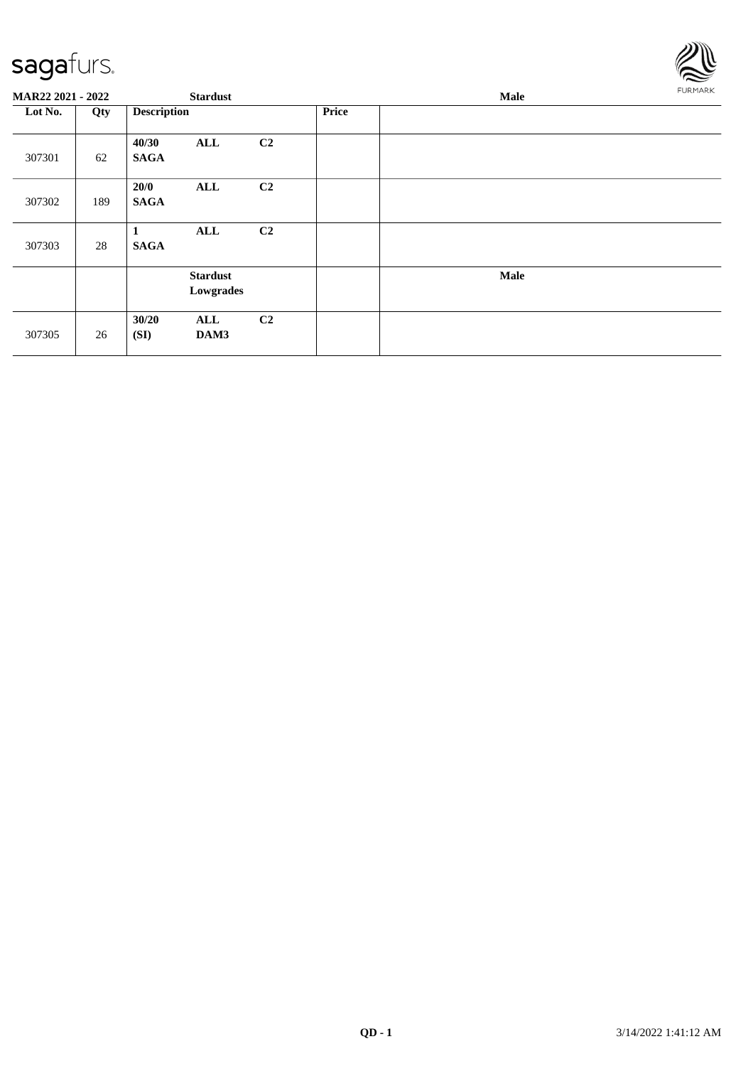| MAR22 2021 - 2022 | | Stardust | | Male |
|---|---|---|---|---|
| **Lot No.** | **Qty** | **Description** | **Price** | |
| 307301 | 62 | **40/30 ALL C2**<br>**SAGA** | | |
| 307302 | 189 | **20/0 ALL C2**<br>**SAGA** | | |
| 307303 | 28 | **1 ALL C2**<br>**SAGA** | | |
| | | **Stardust Lowgrades** | | **Male** |
| 307305 | 26 | **30/20 ALL C2**<br>**(SI) DAM3** | | |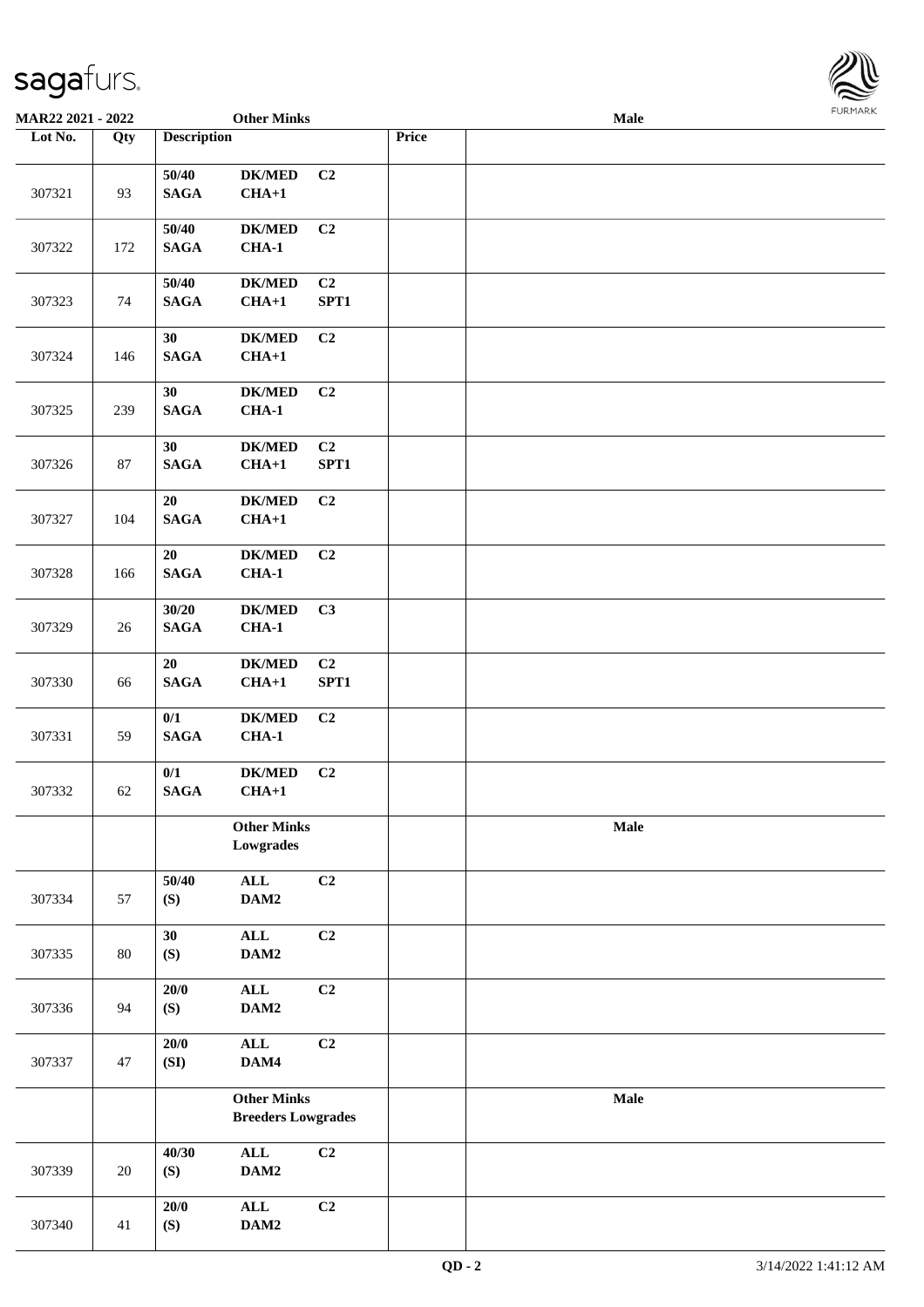| Lot No. | Qty | Description | | | Price | |
|---|---|---|---|---|---|---|
| 307321 | 93 | 50/40 SAGA | DK/MED CHA+1 | C2 | | |
| 307322 | 172 | 50/40 SAGA | DK/MED CHA-1 | C2 | | |
| 307323 | 74 | 50/40 SAGA | DK/MED CHA+1 | C2 SPT1 | | |
| 307324 | 146 | 30 SAGA | DK/MED CHA+1 | C2 | | |
| 307325 | 239 | 30 SAGA | DK/MED CHA-1 | C2 | | |
| 307326 | 87 | 30 SAGA | DK/MED CHA+1 | C2 SPT1 | | |
| 307327 | 104 | 20 SAGA | DK/MED CHA+1 | C2 | | |
| 307328 | 166 | 20 SAGA | DK/MED CHA-1 | C2 | | |
| 307329 | 26 | 30/20 SAGA | DK/MED CHA-1 | C3 | | |
| 307330 | 66 | 20 SAGA | DK/MED CHA+1 | C2 SPT1 | | |
| 307331 | 59 | 0/1 SAGA | DK/MED CHA-1 | C2 | | |
| 307332 | 62 | 0/1 SAGA | DK/MED CHA+1 | C2 | | |
| | | | Other Minks Lowgrades | | | Male |
| 307334 | 57 | 50/40 (S) | ALL DAM2 | C2 | | |
| 307335 | 80 | 30 (S) | ALL DAM2 | C2 | | |
| 307336 | 94 | 20/0 (S) | ALL DAM2 | C2 | | |
| 307337 | 47 | 20/0 (SI) | ALL DAM4 | C2 | | |
| | | | Other Minks Breeders Lowgrades | | | Male |
| 307339 | 20 | 40/30 (S) | ALL DAM2 | C2 | | |
| 307340 | 41 | 20/0 (S) | ALL DAM2 | C2 | | |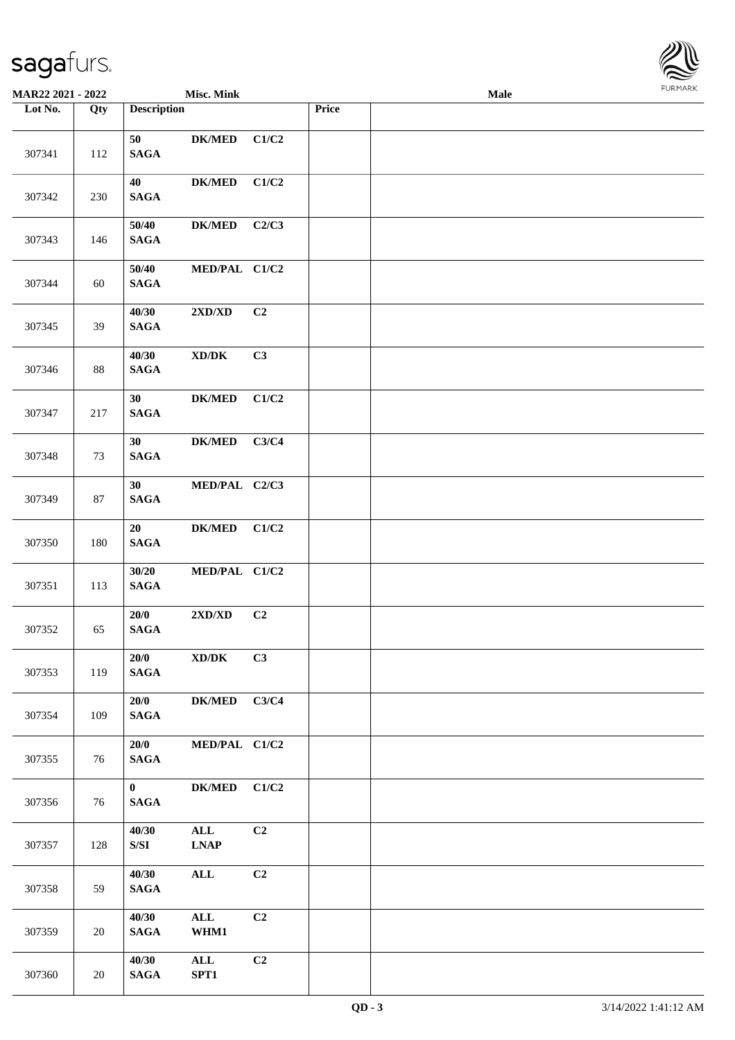| Lot No. | Qty | Description | | | Price | |
|---|---|---|---|---|---|---|
| 307341 | 112 | 50 SAGA | DK/MED | C1/C2 | | |
| 307342 | 230 | 40 SAGA | DK/MED | C1/C2 | | |
| 307343 | 146 | 50/40 SAGA | DK/MED | C2/C3 | | |
| 307344 | 60 | 50/40 SAGA | MED/PAL | C1/C2 | | |
| 307345 | 39 | 40/30 SAGA | 2XD/XD | C2 | | |
| 307346 | 88 | 40/30 SAGA | XD/DK | C3 | | |
| 307347 | 217 | 30 SAGA | DK/MED | C1/C2 | | |
| 307348 | 73 | 30 SAGA | DK/MED | C3/C4 | | |
| 307349 | 87 | 30 SAGA | MED/PAL | C2/C3 | | |
| 307350 | 180 | 20 SAGA | DK/MED | C1/C2 | | |
| 307351 | 113 | 30/20 SAGA | MED/PAL | C1/C2 | | |
| 307352 | 65 | 20/0 SAGA | 2XD/XD | C2 | | |
| 307353 | 119 | 20/0 SAGA | XD/DK | C3 | | |
| 307354 | 109 | 20/0 SAGA | DK/MED | C3/C4 | | |
| 307355 | 76 | 20/0 SAGA | MED/PAL | C1/C2 | | |
| 307356 | 76 | 0 SAGA | DK/MED | C1/C2 | | |
| 307357 | 128 | 40/30 S/SI | ALL LNAP | C2 | | |
| 307358 | 59 | 40/30 SAGA | ALL | C2 | | |
| 307359 | 20 | 40/30 SAGA | ALL WHM1 | C2 | | |
| 307360 | 20 | 40/30 SAGA | ALL SPT1 | C2 | | |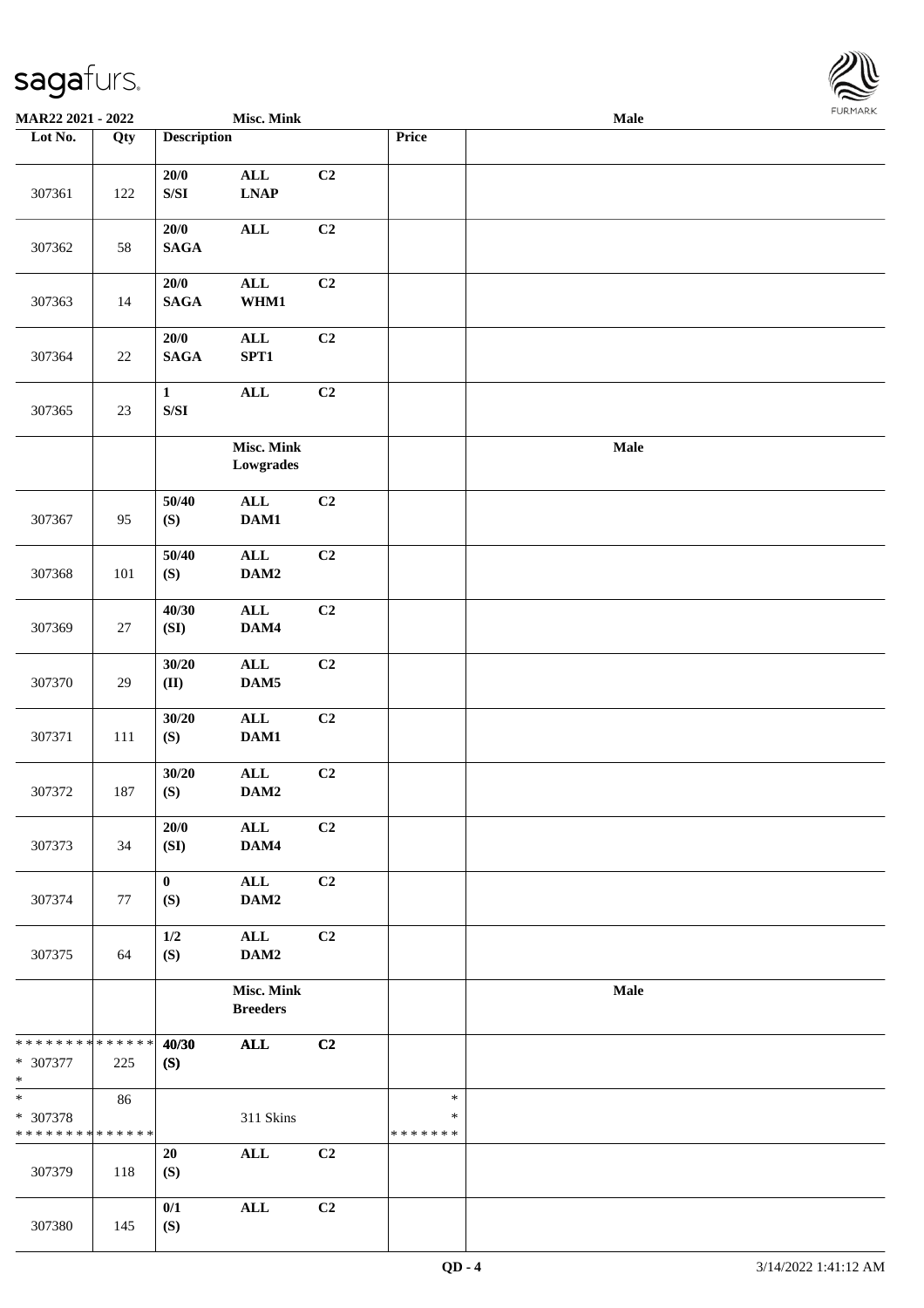| Lot No. | Qty | Description | | | Price | Male |
|---|---|---|---|---|---|---|
| 307361 | 122 | 20/0 S/SI | ALL LNAP | C2 | | |
| 307362 | 58 | 20/0 SAGA | ALL | C2 | | |
| 307363 | 14 | 20/0 SAGA | ALL WHM1 | C2 | | |
| 307364 | 22 | 20/0 SAGA | ALL SPT1 | C2 | | |
| 307365 | 23 | 1 S/SI | ALL | C2 | | |
| | | | Misc. Mink Lowgrades | | | Male |
| 307367 | 95 | 50/40 (S) | ALL DAM1 | C2 | | |
| 307368 | 101 | 50/40 (S) | ALL DAM2 | C2 | | |
| 307369 | 27 | 40/30 (SI) | ALL DAM4 | C2 | | |
| 307370 | 29 | 30/20 (II) | ALL DAM5 | C2 | | |
| 307371 | 111 | 30/20 (S) | ALL DAM1 | C2 | | |
| 307372 | 187 | 30/20 (S) | ALL DAM2 | C2 | | |
| 307373 | 34 | 20/0 (SI) | ALL DAM4 | C2 | | |
| 307374 | 77 | 0 (S) | ALL DAM2 | C2 | | |
| 307375 | 64 | 1/2 (S) | ALL DAM2 | C2 | | |
| | | | Misc. Mink Breeders | | | Male |
| * * * * * * * * * * * * * * * 307377 * | 225 | 40/30 (S) | ALL | C2 | | |
| * * 307378 * * * * * * * * * * * * * * | 86 | | 311 Skins | | * * * * * * * * * | |
| 307379 | 118 | 20 (S) | ALL | C2 | | |
| 307380 | 145 | 0/1 (S) | ALL | C2 | | |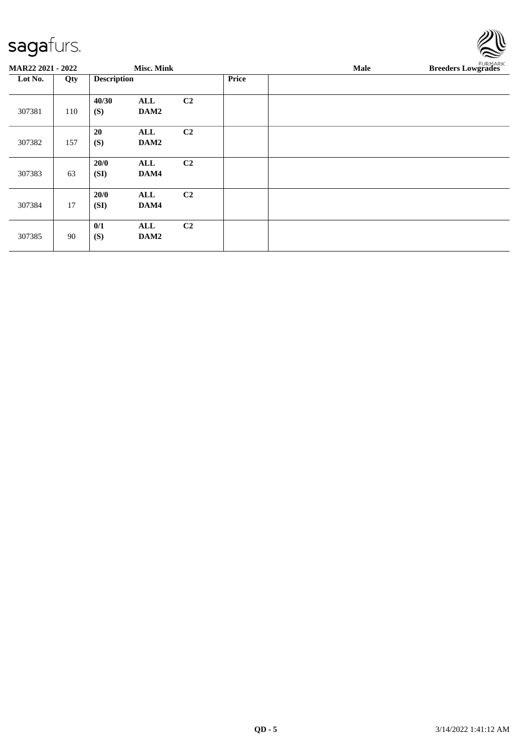| Lot No. | Qty | Description | | | Price | |
|---|---|---|---|---|---|---|
| 307381 | 110 | **40/30** **(S)** | **ALL** **DAM2** | **C2** | | |
| 307382 | 157 | **20** **(S)** | **ALL** **DAM2** | **C2** | | |
| 307383 | 63 | **20/0** **(SI)** | **ALL** **DAM4** | **C2** | | |
| 307384 | 17 | **20/0** **(SI)** | **ALL** **DAM4** | **C2** | | |
| 307385 | 90 | **0/1** **(S)** | **ALL** **DAM2** | **C2** | | |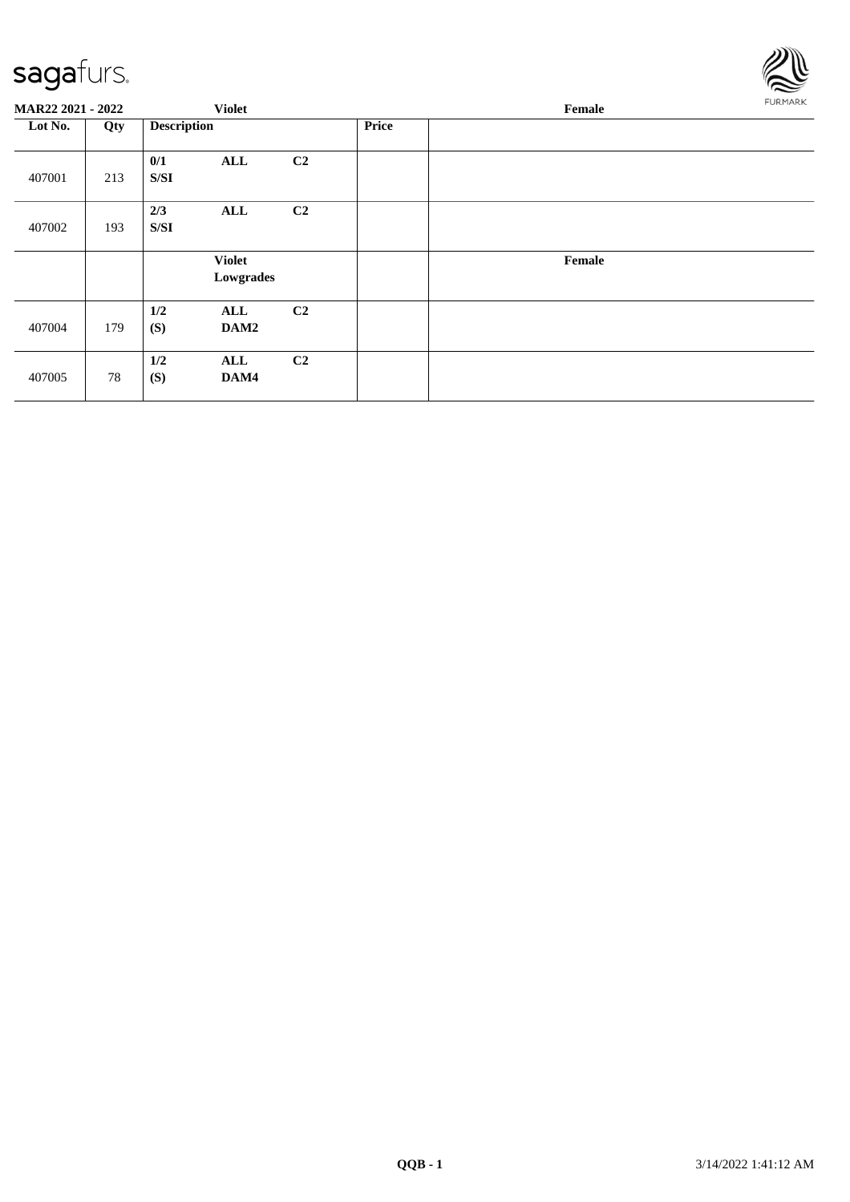| MAR22 2021 - 2022 | | Violet | | Female |
|---|---|---|---|---|
| **Lot No.** | **Qty** | **Description** | **Price** | |
| 407001 | 213 | **0/1 ALL C2**<br>**S/SI** | | |
| 407002 | 193 | **2/3 ALL C2**<br>**S/SI** | | |
| | | **Violet**<br>**Lowgrades** | | **Female** |
| 407004 | 179 | **1/2 ALL C2**<br>**(S) DAM2** | | |
| 407005 | 78 | **1/2 ALL C2**<br>**(S) DAM4** | | |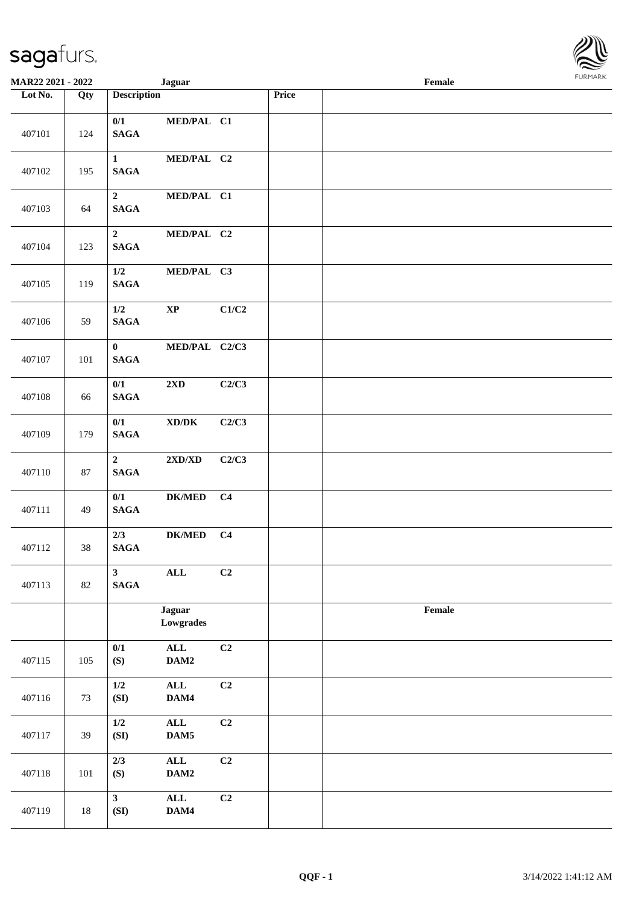| MAR22 2021 - 2022 | | Jaguar | | | | Female |
|---|---|---|---|---|---|---|
| Lot No. | Qty | Description | | | Price | |
| 407101 | 124 | 0/1 SAGA | MED/PAL | C1 | | |
| 407102 | 195 | 1 SAGA | MED/PAL | C2 | | |
| 407103 | 64 | 2 SAGA | MED/PAL | C1 | | |
| 407104 | 123 | 2 SAGA | MED/PAL | C2 | | |
| 407105 | 119 | 1/2 SAGA | MED/PAL | C3 | | |
| 407106 | 59 | 1/2 SAGA | XP | C1/C2 | | |
| 407107 | 101 | 0 SAGA | MED/PAL | C2/C3 | | |
| 407108 | 66 | 0/1 SAGA | 2XD | C2/C3 | | |
| 407109 | 179 | 0/1 SAGA | XD/DK | C2/C3 | | |
| 407110 | 87 | 2 SAGA | 2XD/XD | C2/C3 | | |
| 407111 | 49 | 0/1 SAGA | DK/MED | C4 | | |
| 407112 | 38 | 2/3 SAGA | DK/MED | C4 | | |
| 407113 | 82 | 3 SAGA | ALL | C2 | | |
| | | Jaguar Lowgrades | | | | Female |
| 407115 | 105 | 0/1 (S) | ALL DAM2 | C2 | | |
| 407116 | 73 | 1/2 (SI) | ALL DAM4 | C2 | | |
| 407117 | 39 | 1/2 (SI) | ALL DAM5 | C2 | | |
| 407118 | 101 | 2/3 (S) | ALL DAM2 | C2 | | |
| 407119 | 18 | 3 (SI) | ALL DAM4 | C2 | | |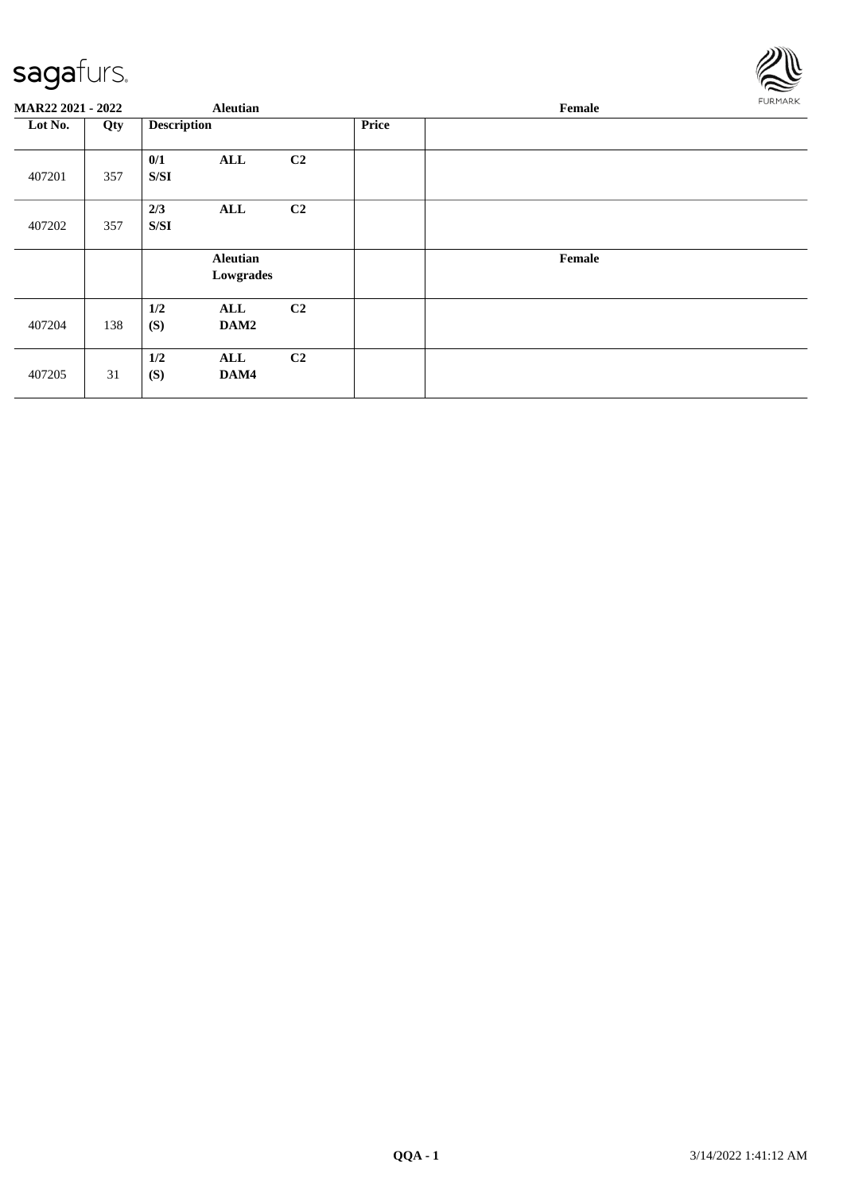**MAR22 2021 - 2022** **Aleutian** **Female**

| Lot No. | Qty | Description | | | Price | |
|---|---|---|---|---|---|---|
| 407201 | 357 | **0/1** **S/SI** | **ALL** | **C2** | | |
| 407202 | 357 | **2/3** **S/SI** | **ALL** | **C2** | | |
| | | | **Aleutian** **Lowgrades** | | | **Female** |
| 407204 | 138 | **1/2** **(S)** | **ALL** **DAM2** | **C2** | | |
| 407205 | 31 | **1/2** **(S)** | **ALL** **DAM4** | **C2** | | |

**QQA - 1** 3/14/2022 1:41:12 AM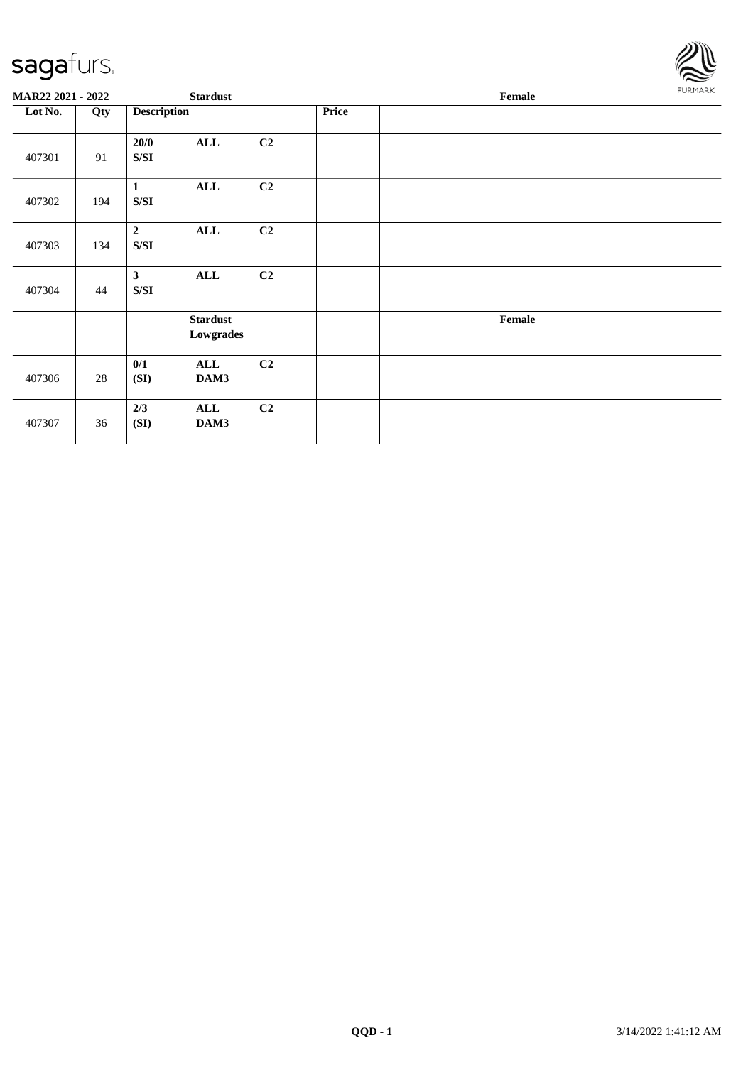| Lot No. | Qty | Description | | | Price | |
|---|---|---|---|---|---|---|
| 407301 | 91 | **20/0** **S/SI** | **ALL** | **C2** | | |
| 407302 | 194 | **1** **S/SI** | **ALL** | **C2** | | |
| 407303 | 134 | **2** **S/SI** | **ALL** | **C2** | | |
| 407304 | 44 | **3** **S/SI** | **ALL** | **C2** | | |
| | | | **Stardust Lowgrades** | | | **Female** |
| 407306 | 28 | **0/1** **(SI)** | **ALL** **DAM3** | **C2** | | |
| 407307 | 36 | **2/3** **(SI)** | **ALL** **DAM3** | **C2** | | |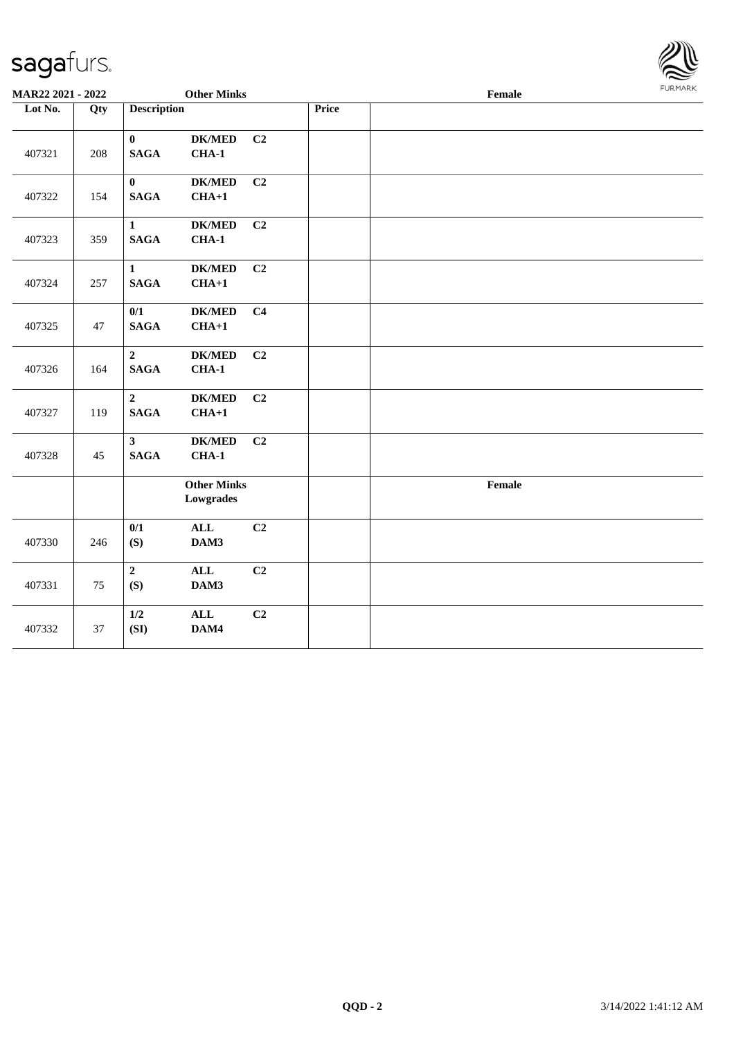| Lot No. | Qty | Description | | | Price | Female |
|---|---|---|---|---|---|---|
| 407321 | 208 | **0** **SAGA** | **DK/MED** **CHA-1** | **C2** | | |
| 407322 | 154 | **0** **SAGA** | **DK/MED** **CHA+1** | **C2** | | |
| 407323 | 359 | **1** **SAGA** | **DK/MED** **CHA-1** | **C2** | | |
| 407324 | 257 | **1** **SAGA** | **DK/MED** **CHA+1** | **C2** | | |
| 407325 | 47 | **0/1** **SAGA** | **DK/MED** **CHA+1** | **C4** | | |
| 407326 | 164 | **2** **SAGA** | **DK/MED** **CHA-1** | **C2** | | |
| 407327 | 119 | **2** **SAGA** | **DK/MED** **CHA+1** | **C2** | | |
| 407328 | 45 | **3** **SAGA** | **DK/MED** **CHA-1** | **C2** | | |
| | | | **Other Minks Lowgrades** | | | **Female** |
| 407330 | 246 | **0/1** **(S)** | **ALL** **DAM3** | **C2** | | |
| 407331 | 75 | **2** **(S)** | **ALL** **DAM3** | **C2** | | |
| 407332 | 37 | **1/2** **(SI)** | **ALL** **DAM4** | **C2** | | |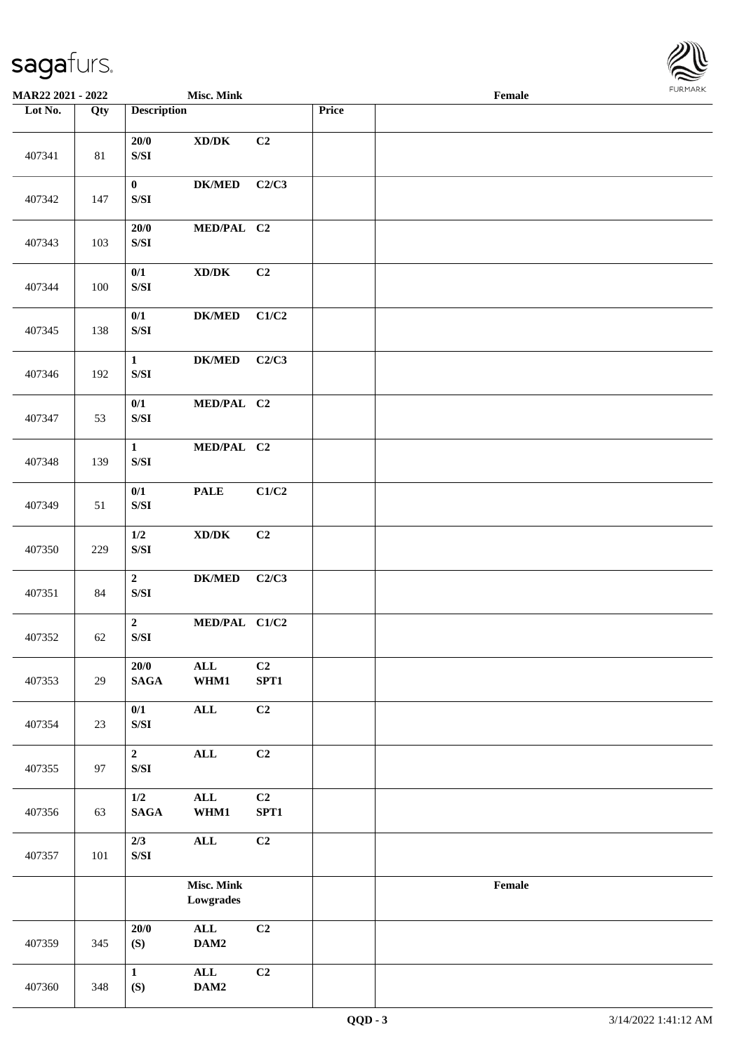| Lot No. | Qty | Description | | | Price | |
|---|---|---|---|---|---|---|
| 407341 | 81 | 20/0 S/SI | XD/DK | C2 | | |
| 407342 | 147 | 0 S/SI | DK/MED | C2/C3 | | |
| 407343 | 103 | 20/0 S/SI | MED/PAL | C2 | | |
| 407344 | 100 | 0/1 S/SI | XD/DK | C2 | | |
| 407345 | 138 | 0/1 S/SI | DK/MED | C1/C2 | | |
| 407346 | 192 | 1 S/SI | DK/MED | C2/C3 | | |
| 407347 | 53 | 0/1 S/SI | MED/PAL | C2 | | |
| 407348 | 139 | 1 S/SI | MED/PAL | C2 | | |
| 407349 | 51 | 0/1 S/SI | PALE | C1/C2 | | |
| 407350 | 229 | 1/2 S/SI | XD/DK | C2 | | |
| 407351 | 84 | 2 S/SI | DK/MED | C2/C3 | | |
| 407352 | 62 | 2 S/SI | MED/PAL | C1/C2 | | |
| 407353 | 29 | 20/0 SAGA | ALL WHM1 | C2 SPT1 | | |
| 407354 | 23 | 0/1 S/SI | ALL | C2 | | |
| 407355 | 97 | 2 S/SI | ALL | C2 | | |
| 407356 | 63 | 1/2 SAGA | ALL WHM1 | C2 SPT1 | | |
| 407357 | 101 | 2/3 S/SI | ALL | C2 | | |
| | | | Misc. Mink Lowgrades | | | Female |
| 407359 | 345 | 20/0 (S) | ALL DAM2 | C2 | | |
| 407360 | 348 | 1 (S) | ALL DAM2 | C2 | | |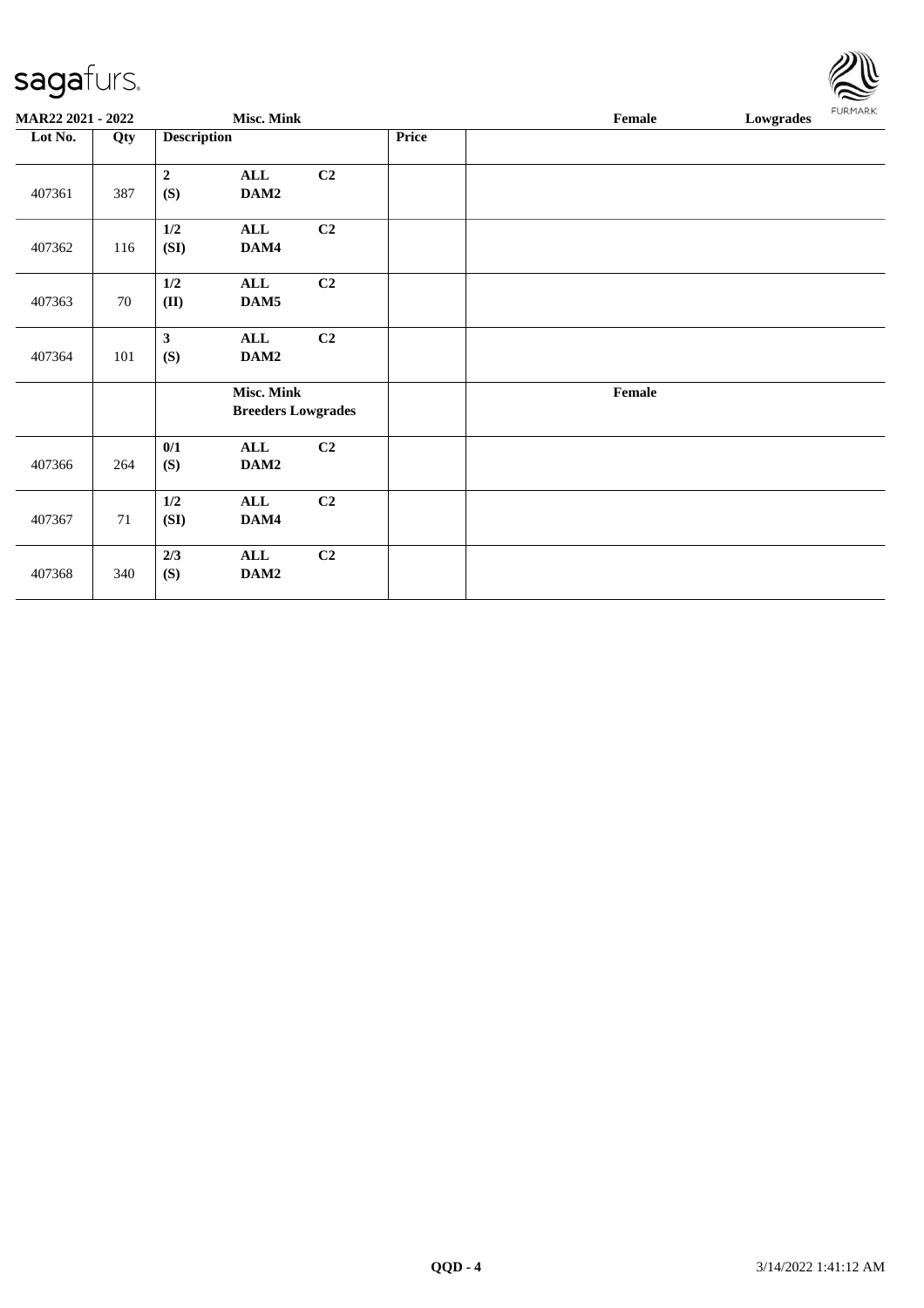| Lot No. | Qty | Description | | | Price | |
|---|---|---|---|---|---|---|
| 407361 | 387 | **2** **(S)** | **ALL** **DAM2** | **C2** | | |
| 407362 | 116 | **1/2** **(SI)** | **ALL** **DAM4** | **C2** | | |
| 407363 | 70 | **1/2** **(II)** | **ALL** **DAM5** | **C2** | | |
| 407364 | 101 | **3** **(S)** | **ALL** **DAM2** | **C2** | | |
| | | | **Misc. Mink** **Breeders Lowgrades** | | | **Female** |
| 407366 | 264 | **0/1** **(S)** | **ALL** **DAM2** | **C2** | | |
| 407367 | 71 | **1/2** **(SI)** | **ALL** **DAM4** | **C2** | | |
| 407368 | 340 | **2/3** **(S)** | **ALL** **DAM2** | **C2** | | |